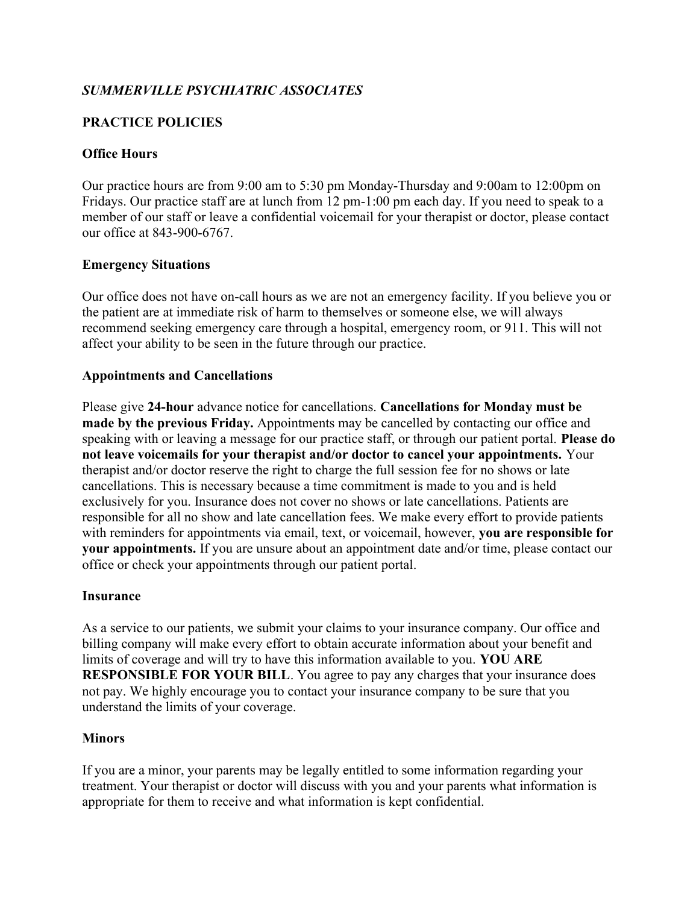# *SUMMERVILLE PSYCHIATRIC ASSOCIATES*

## PRACTICE POLICIES

### Office Hours

Our practice hours are from 9:00 am to 5:30 pm Monday-Thursday and 9:00am to 12:00pm on Fridays. Our practice staff are at lunch from 12 pm-1:00 pm each day. If you need to speak to a member of our staff or leave a confidential voicemail for your therapist or doctor, please contact our office at 843-900-6767.

### Emergency Situations

Our office does not have on-call hours as we are not an emergency facility. If you believe you or the patient are at immediate risk of harm to themselves or someone else, we will always recommend seeking emergency care through a hospital, emergency room, or 911. This will not affect your ability to be seen in the future through our practice.

### Appointments and Cancellations

Please give **24-hour** advance notice for cancellations. **Cancellations for Monday must be made by the previous Friday.** Appointments may be cancelled by contacting our office and speaking with or leaving a message for our practice staff, or through our patient portal. **Please do not leave voicemails for your therapist and/or doctor to cancel your appointments.** Your therapist and/or doctor reserve the right to charge the full session fee for no shows or late cancellations. This is necessary because a time commitment is made to you and is held exclusively for you. Insurance does not cover no shows or late cancellations. Patients are responsible for all no show and late cancellation fees. We make every effort to provide patients with reminders for appointments via email, text, or voicemail, however, **you are responsible for your appointments.** If you are unsure about an appointment date and/or time, please contact our office or check your appointments through our patient portal.

### Insurance

As a service to our patients, we submit your claims to your insurance company. Our office and billing company will make every effort to obtain accurate information about your benefit and limits of coverage and will try to have this information available to you. **YOU ARE RESPONSIBLE FOR YOUR BILL**. You agree to pay any charges that your insurance does not pay. We highly encourage you to contact your insurance company to be sure that you understand the limits of your coverage.

### Minors

If you are a minor, your parents may be legally entitled to some information regarding your treatment. Your therapist or doctor will discuss with you and your parents what information is appropriate for them to receive and what information is kept confidential.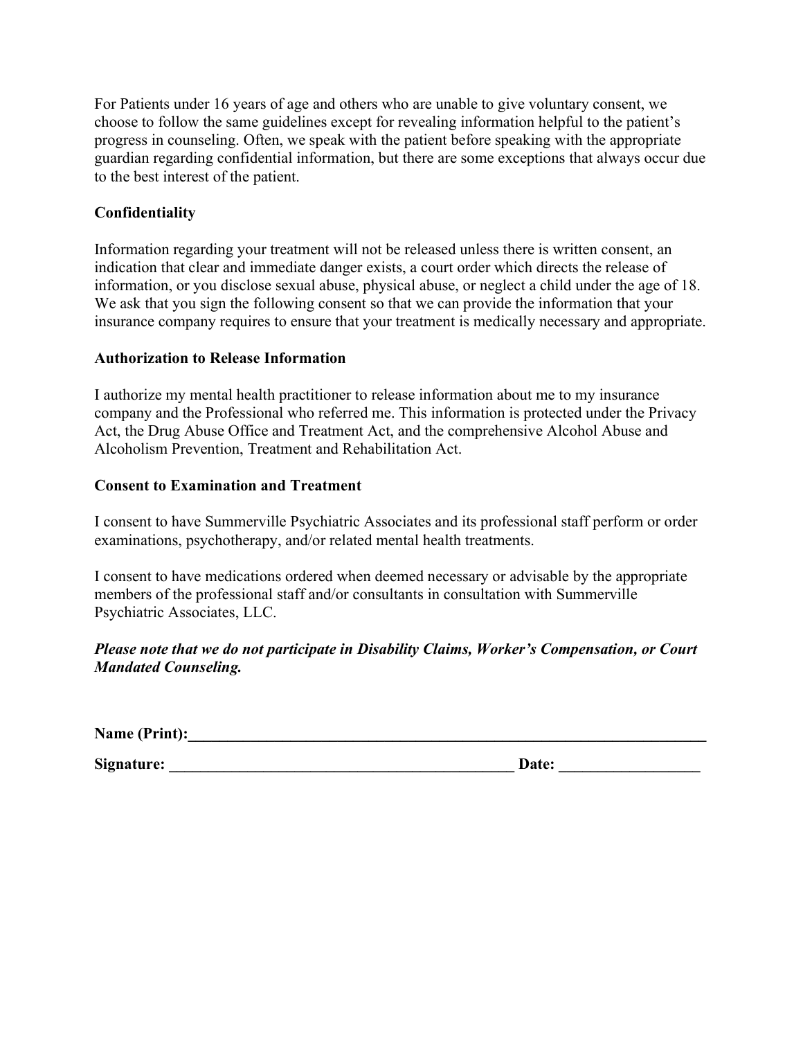For Patients under 16 years of age and others who are unable to give voluntary consent, we choose to follow the same guidelines except for revealing information helpful to the patient's progress in counseling. Often, we speak with the patient before speaking with the appropriate guardian regarding confidential information, but there are some exceptions that always occur due to the best interest of the patient.

**Confidentiality**

Information regarding your treatment will not be released unless there is written consent, an indication that clear and immediate danger exists, a court order which directs the release of information, or you disclose sexual abuse, physical abuse, or neglect a child under the age of 18. We ask that you sign the following consent so that we can provide the information that your insurance company requires to ensure that your treatment is medically necessary and appropriate.

**Authorization to Release Information**

I authorize my mental health practitioner to release information about me to my insurance company and the Professional who referred me. This information is protected under the Privacy Act, the Drug Abuse Office and Treatment Act, and the comprehensive Alcohol Abuse and Alcoholism Prevention, Treatment and Rehabilitation Act.

**Consent to Examination and Treatment**

I consent to have Summerville Psychiatric Associates and its professional staff perform or order examinations, psychotherapy, and/or related mental health treatments.

I consent to have medications ordered when deemed necessary or advisable by the appropriate members of the professional staff and/or consultants in consultation with Summerville Psychiatric Associates, LLC.

***Please note that we do not participate in Disability Claims, Worker's Compensation, or Court Mandated Counseling.***

**Name (Print):**______________________________________________________________________

**Signature:** _____________________________________________ **Date:** _________________